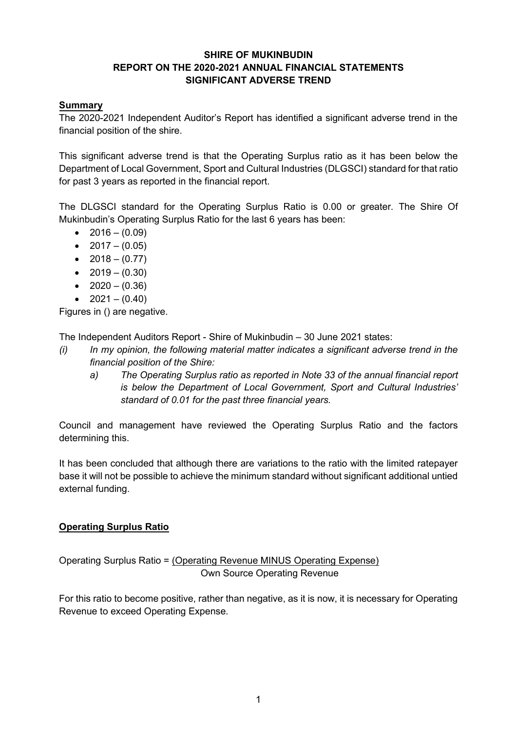**SHIRE OF MUKINBUDIN**
**REPORT ON THE 2020-2021 ANNUAL FINANCIAL STATEMENTS**
**SIGNIFICANT ADVERSE TREND**

## Summary

The 2020-2021 Independent Auditor's Report has identified a significant adverse trend in the financial position of the shire.

This significant adverse trend is that the Operating Surplus ratio as it has been below the Department of Local Government, Sport and Cultural Industries (DLGSCI) standard for that ratio for past 3 years as reported in the financial report.

The DLGSCI standard for the Operating Surplus Ratio is 0.00 or greater. The Shire Of Mukinbudin's Operating Surplus Ratio for the last 6 years has been:

- 2016 – (0.09)
- 2017 – (0.05)
- 2018 – (0.77)
- 2019 – (0.30)
- 2020 – (0.36)
- 2021 – (0.40)

Figures in () are negative.

The Independent Auditors Report - Shire of Mukinbudin – 30 June 2021 states:

*(i) In my opinion, the following material matter indicates a significant adverse trend in the financial position of the Shire:*

*a) The Operating Surplus ratio as reported in Note 33 of the annual financial report is below the Department of Local Government, Sport and Cultural Industries' standard of 0.01 for the past three financial years.*

Council and management have reviewed the Operating Surplus Ratio and the factors determining this.

It has been concluded that although there are variations to the ratio with the limited ratepayer base it will not be possible to achieve the minimum standard without significant additional untied external funding.

## Operating Surplus Ratio

$$\text{Operating Surplus Ratio} = \frac{\text{(Operating Revenue MINUS Operating Expense)}}{\text{Own Source Operating Revenue}}$$

For this ratio to become positive, rather than negative, as it is now, it is necessary for Operating Revenue to exceed Operating Expense.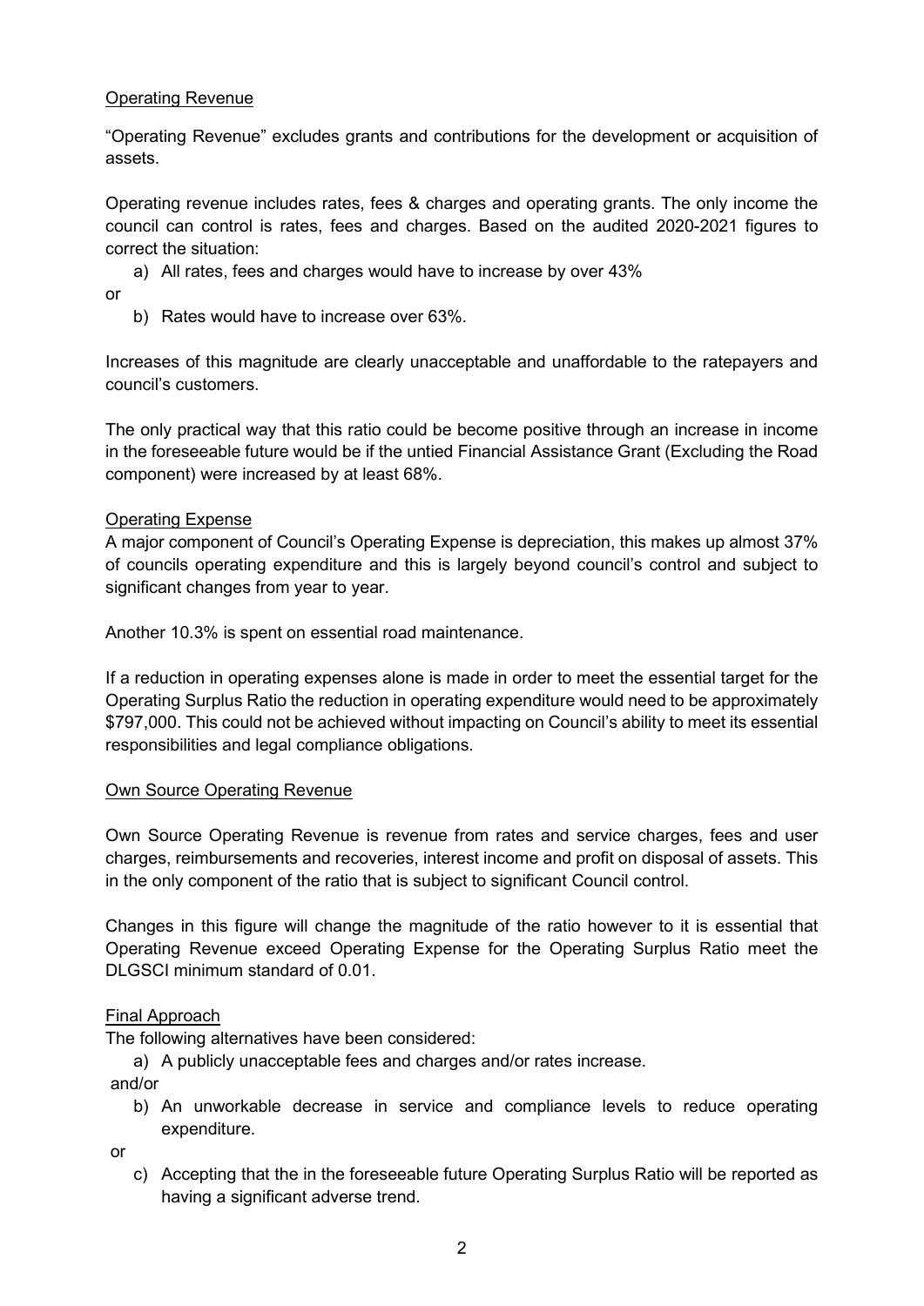Operating Revenue

"Operating Revenue" excludes grants and contributions for the development or acquisition of assets.

Operating revenue includes rates, fees & charges and operating grants. The only income the council can control is rates, fees and charges. Based on the audited 2020-2021 figures to correct the situation:

a) All rates, fees and charges would have to increase by over 43%

or

b) Rates would have to increase over 63%.

Increases of this magnitude are clearly unacceptable and unaffordable to the ratepayers and council's customers.

The only practical way that this ratio could be become positive through an increase in income in the foreseeable future would be if the untied Financial Assistance Grant (Excluding the Road component) were increased by at least 68%.

Operating Expense

A major component of Council's Operating Expense is depreciation, this makes up almost 37% of councils operating expenditure and this is largely beyond council's control and subject to significant changes from year to year.

Another 10.3% is spent on essential road maintenance.

If a reduction in operating expenses alone is made in order to meet the essential target for the Operating Surplus Ratio the reduction in operating expenditure would need to be approximately $797,000. This could not be achieved without impacting on Council's ability to meet its essential responsibilities and legal compliance obligations.

Own Source Operating Revenue

Own Source Operating Revenue is revenue from rates and service charges, fees and user charges, reimbursements and recoveries, interest income and profit on disposal of assets. This in the only component of the ratio that is subject to significant Council control.

Changes in this figure will change the magnitude of the ratio however to it is essential that Operating Revenue exceed Operating Expense for the Operating Surplus Ratio meet the DLGSCI minimum standard of 0.01.

Final Approach

The following alternatives have been considered:

a) A publicly unacceptable fees and charges and/or rates increase.

and/or

b) An unworkable decrease in service and compliance levels to reduce operating expenditure.

or

c) Accepting that the in the foreseeable future Operating Surplus Ratio will be reported as having a significant adverse trend.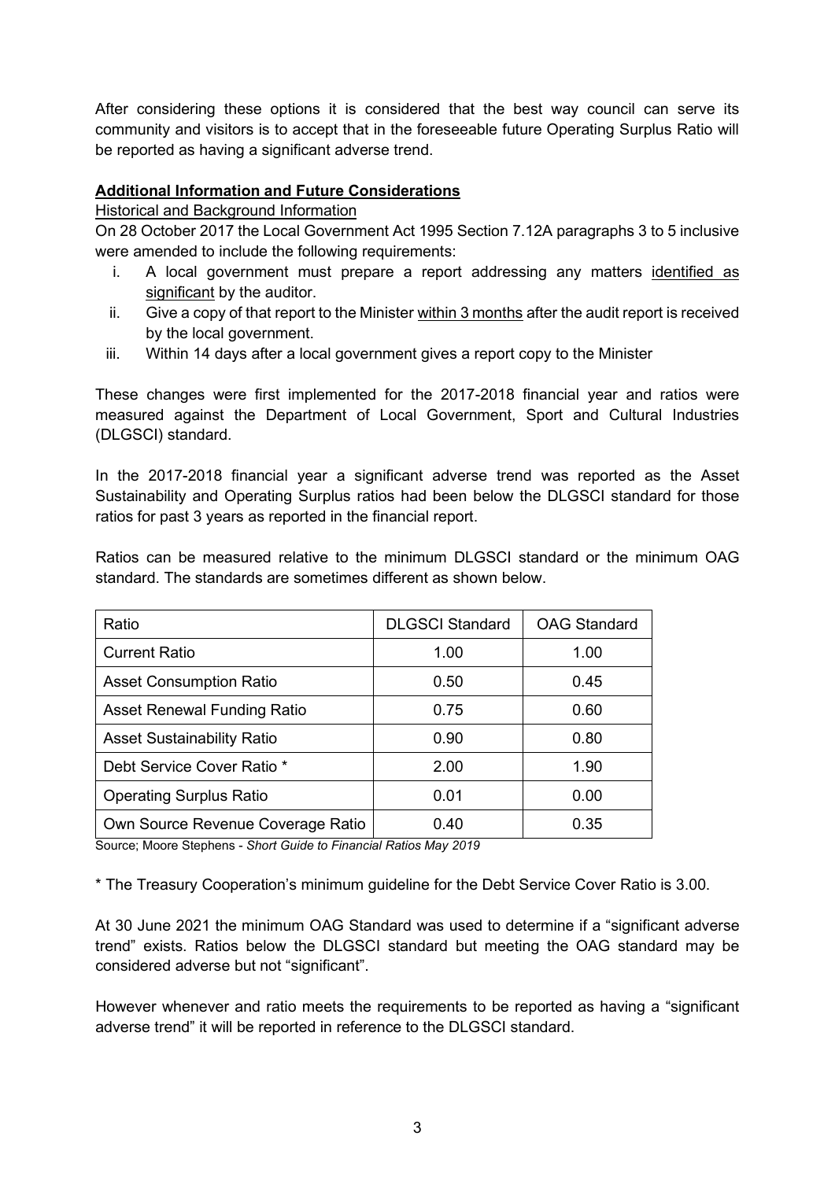After considering these options it is considered that the best way council can serve its community and visitors is to accept that in the foreseeable future Operating Surplus Ratio will be reported as having a significant adverse trend.

**Additional Information and Future Considerations**

Historical and Background Information

On 28 October 2017 the Local Government Act 1995 Section 7.12A paragraphs 3 to 5 inclusive were amended to include the following requirements:

1. A local government must prepare a report addressing any matters identified as significant by the auditor.
2. Give a copy of that report to the Minister within 3 months after the audit report is received by the local government.
3. Within 14 days after a local government gives a report copy to the Minister

These changes were first implemented for the 2017-2018 financial year and ratios were measured against the Department of Local Government, Sport and Cultural Industries (DLGSCI) standard.

In the 2017-2018 financial year a significant adverse trend was reported as the Asset Sustainability and Operating Surplus ratios had been below the DLGSCI standard for those ratios for past 3 years as reported in the financial report.

Ratios can be measured relative to the minimum DLGSCI standard or the minimum OAG standard. The standards are sometimes different as shown below.

| Ratio | DLGSCI Standard | OAG Standard |
| --- | --- | --- |
| Current Ratio | 1.00 | 1.00 |
| Asset Consumption Ratio | 0.50 | 0.45 |
| Asset Renewal Funding Ratio | 0.75 | 0.60 |
| Asset Sustainability Ratio | 0.90 | 0.80 |
| Debt Service Cover Ratio * | 2.00 | 1.90 |
| Operating Surplus Ratio | 0.01 | 0.00 |
| Own Source Revenue Coverage Ratio | 0.40 | 0.35 |

Source; Moore Stephens - *Short Guide to Financial Ratios May 2019*

* The Treasury Cooperation's minimum guideline for the Debt Service Cover Ratio is 3.00.

At 30 June 2021 the minimum OAG Standard was used to determine if a "significant adverse trend" exists. Ratios below the DLGSCI standard but meeting the OAG standard may be considered adverse but not "significant".

However whenever and ratio meets the requirements to be reported as having a "significant adverse trend" it will be reported in reference to the DLGSCI standard.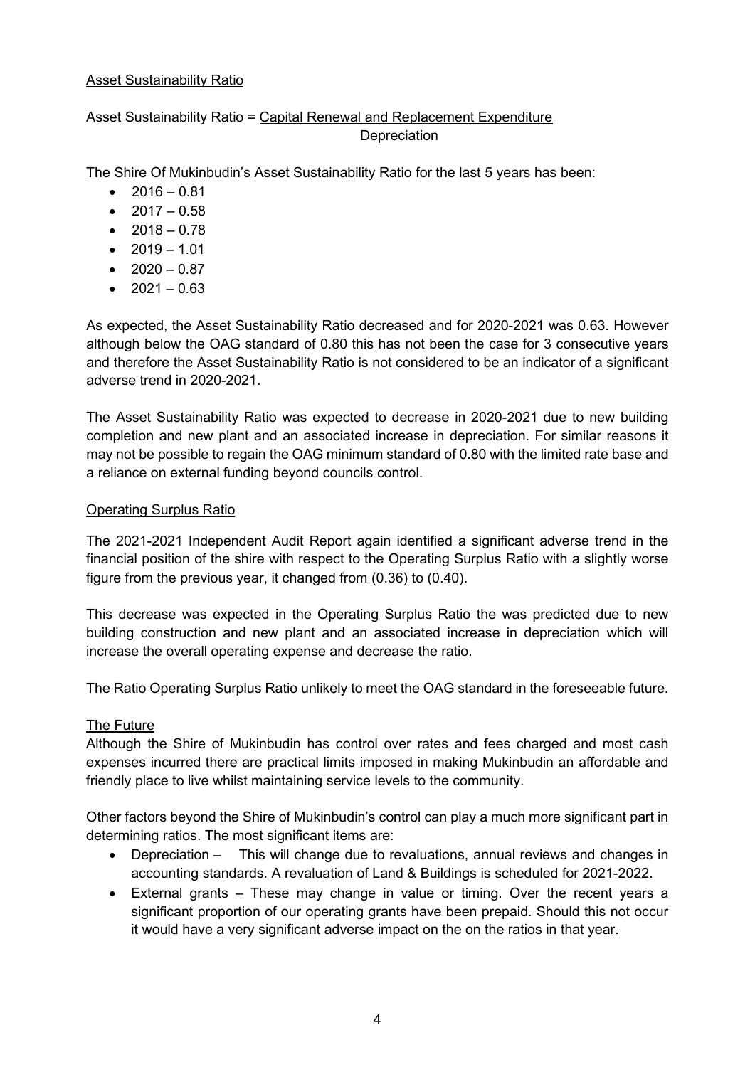<u>Asset Sustainability Ratio</u>

Asset Sustainability Ratio = $\frac{\text{Capital Renewal and Replacement Expenditure}}{\text{Depreciation}}$

The Shire Of Mukinbudin's Asset Sustainability Ratio for the last 5 years has been:

- 2016 – 0.81
- 2017 – 0.58
- 2018 – 0.78
- 2019 – 1.01
- 2020 – 0.87
- 2021 – 0.63

As expected, the Asset Sustainability Ratio decreased and for 2020-2021 was 0.63. However although below the OAG standard of 0.80 this has not been the case for 3 consecutive years and therefore the Asset Sustainability Ratio is not considered to be an indicator of a significant adverse trend in 2020-2021.

The Asset Sustainability Ratio was expected to decrease in 2020-2021 due to new building completion and new plant and an associated increase in depreciation. For similar reasons it may not be possible to regain the OAG minimum standard of 0.80 with the limited rate base and a reliance on external funding beyond councils control.

<u>Operating Surplus Ratio</u>

The 2021-2021 Independent Audit Report again identified a significant adverse trend in the financial position of the shire with respect to the Operating Surplus Ratio with a slightly worse figure from the previous year, it changed from (0.36) to (0.40).

This decrease was expected in the Operating Surplus Ratio the was predicted due to new building construction and new plant and an associated increase in depreciation which will increase the overall operating expense and decrease the ratio.

The Ratio Operating Surplus Ratio unlikely to meet the OAG standard in the foreseeable future.

<u>The Future</u>

Although the Shire of Mukinbudin has control over rates and fees charged and most cash expenses incurred there are practical limits imposed in making Mukinbudin an affordable and friendly place to live whilst maintaining service levels to the community.

Other factors beyond the Shire of Mukinbudin's control can play a much more significant part in determining ratios. The most significant items are:

- Depreciation – This will change due to revaluations, annual reviews and changes in accounting standards. A revaluation of Land & Buildings is scheduled for 2021-2022.
- External grants – These may change in value or timing. Over the recent years a significant proportion of our operating grants have been prepaid. Should this not occur it would have a very significant adverse impact on the on the ratios in that year.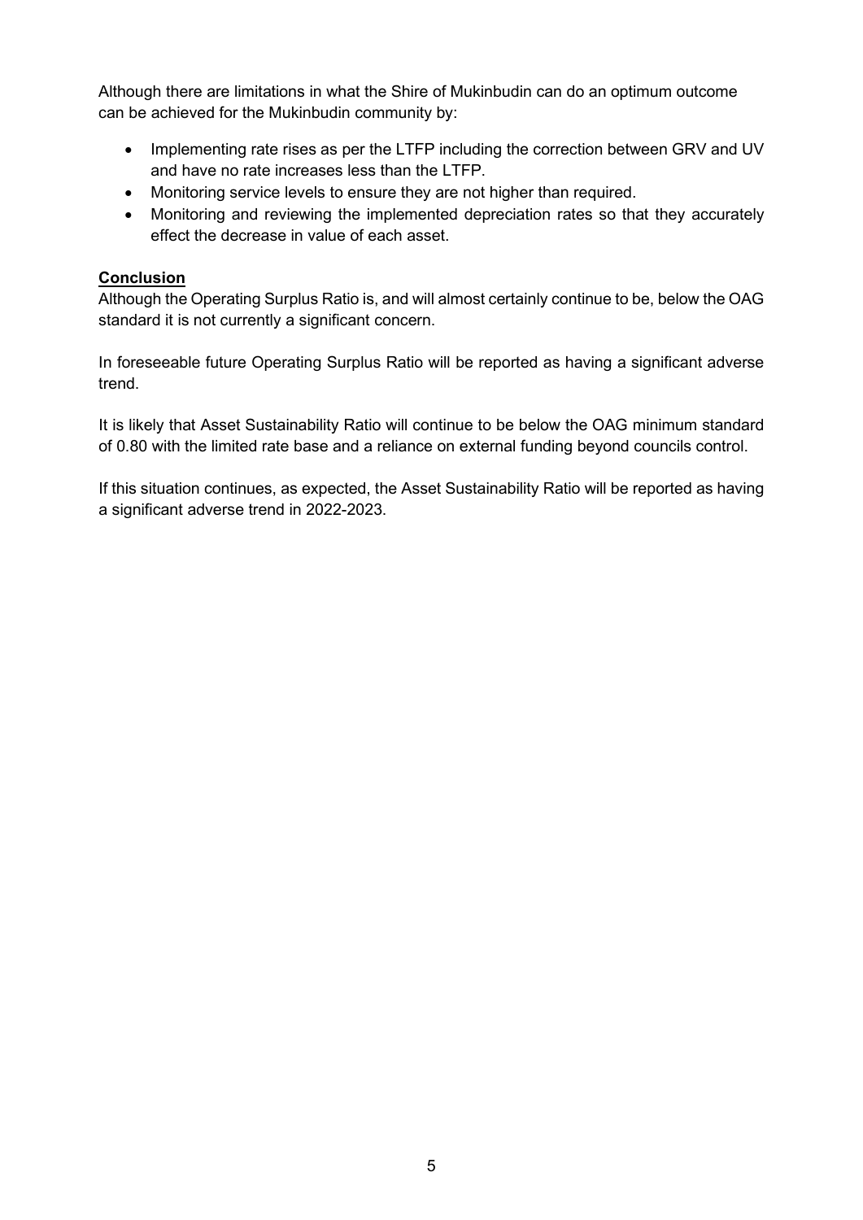Although there are limitations in what the Shire of Mukinbudin can do an optimum outcome can be achieved for the Mukinbudin community by:

- Implementing rate rises as per the LTFP including the correction between GRV and UV and have no rate increases less than the LTFP.
- Monitoring service levels to ensure they are not higher than required.
- Monitoring and reviewing the implemented depreciation rates so that they accurately effect the decrease in value of each asset.

**Conclusion**

Although the Operating Surplus Ratio is, and will almost certainly continue to be, below the OAG standard it is not currently a significant concern.

In foreseeable future Operating Surplus Ratio will be reported as having a significant adverse trend.

It is likely that Asset Sustainability Ratio will continue to be below the OAG minimum standard of 0.80 with the limited rate base and a reliance on external funding beyond councils control.

If this situation continues, as expected, the Asset Sustainability Ratio will be reported as having a significant adverse trend in 2022-2023.